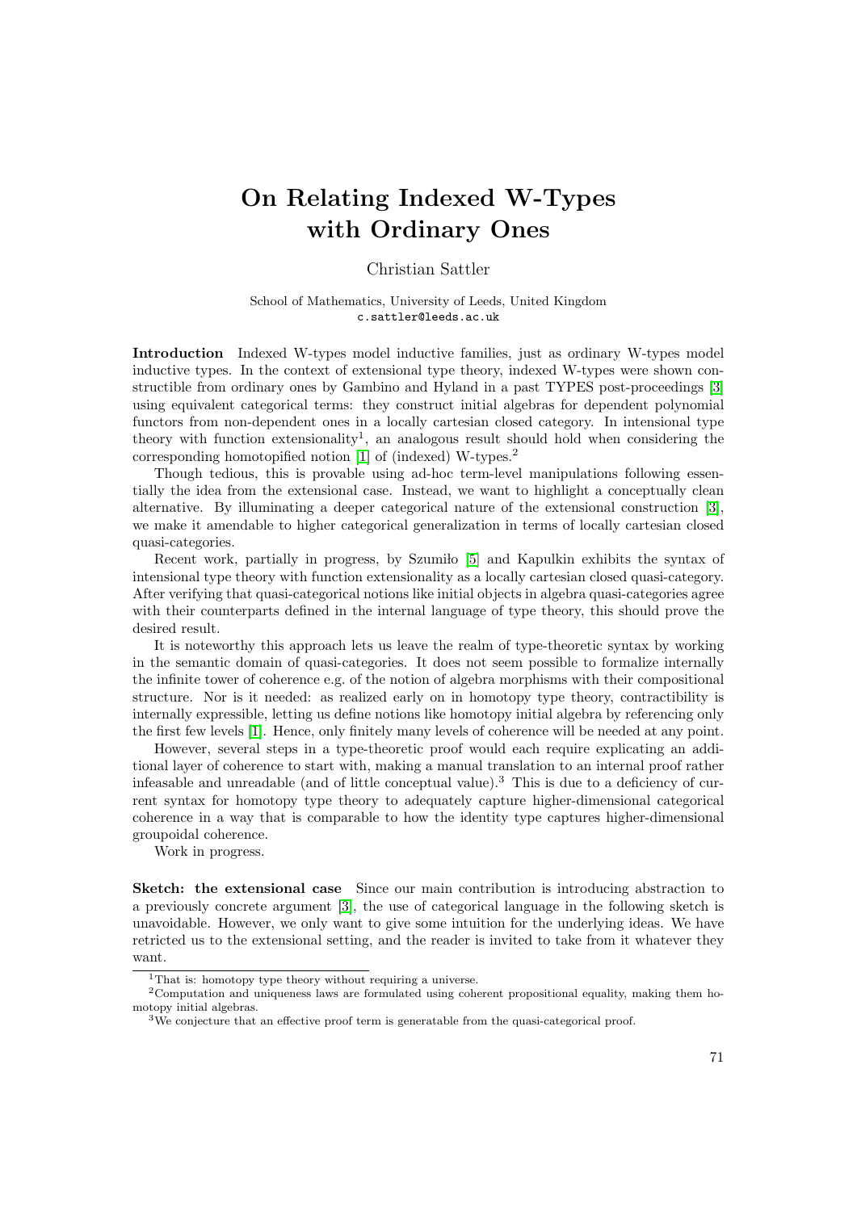# On Relating Indexed W-Types with Ordinary Ones

Christian Sattler

School of Mathematics, University of Leeds, United Kingdom
c.sattler@leeds.ac.uk

**Introduction** Indexed W-types model inductive families, just as ordinary W-types model inductive types. In the context of extensional type theory, indexed W-types were shown constructible from ordinary ones by Gambino and Hyland in a past TYPES post-proceedings [3] using equivalent categorical terms: they construct initial algebras for dependent polynomial functors from non-dependent ones in a locally cartesian closed category. In intensional type theory with function extensionality[1], an analogous result should hold when considering the corresponding homotopified notion [1] of (indexed) W-types.[2]

Though tedious, this is provable using ad-hoc term-level manipulations following essentially the idea from the extensional case. Instead, we want to highlight a conceptually clean alternative. By illuminating a deeper categorical nature of the extensional construction [3], we make it amendable to higher categorical generalization in terms of locally cartesian closed quasi-categories.

Recent work, partially in progress, by Szumiło [5] and Kapulkin exhibits the syntax of intensional type theory with function extensionality as a locally cartesian closed quasi-category. After verifying that quasi-categorical notions like initial objects in algebra quasi-categories agree with their counterparts defined in the internal language of type theory, this should prove the desired result.

It is noteworthy this approach lets us leave the realm of type-theoretic syntax by working in the semantic domain of quasi-categories. It does not seem possible to formalize internally the infinite tower of coherence e.g. of the notion of algebra morphisms with their compositional structure. Nor is it needed: as realized early on in homotopy type theory, contractibility is internally expressible, letting us define notions like homotopy initial algebra by referencing only the first few levels [1]. Hence, only finitely many levels of coherence will be needed at any point.

However, several steps in a type-theoretic proof would each require explicating an additional layer of coherence to start with, making a manual translation to an internal proof rather infeasable and unreadable (and of little conceptual value).[3] This is due to a deficiency of current syntax for homotopy type theory to adequately capture higher-dimensional categorical coherence in a way that is comparable to how the identity type captures higher-dimensional groupoidal coherence.

Work in progress.

**Sketch: the extensional case** Since our main contribution is introducing abstraction to a previously concrete argument [3], the use of categorical language in the following sketch is unavoidable. However, we only want to give some intuition for the underlying ideas. We have retricted us to the extensional setting, and the reader is invited to take from it whatever they want.

[1] That is: homotopy type theory without requiring a universe.

[2] Computation and uniqueness laws are formulated using coherent propositional equality, making them homotopy initial algebras.

[3] We conjecture that an effective proof term is generatable from the quasi-categorical proof.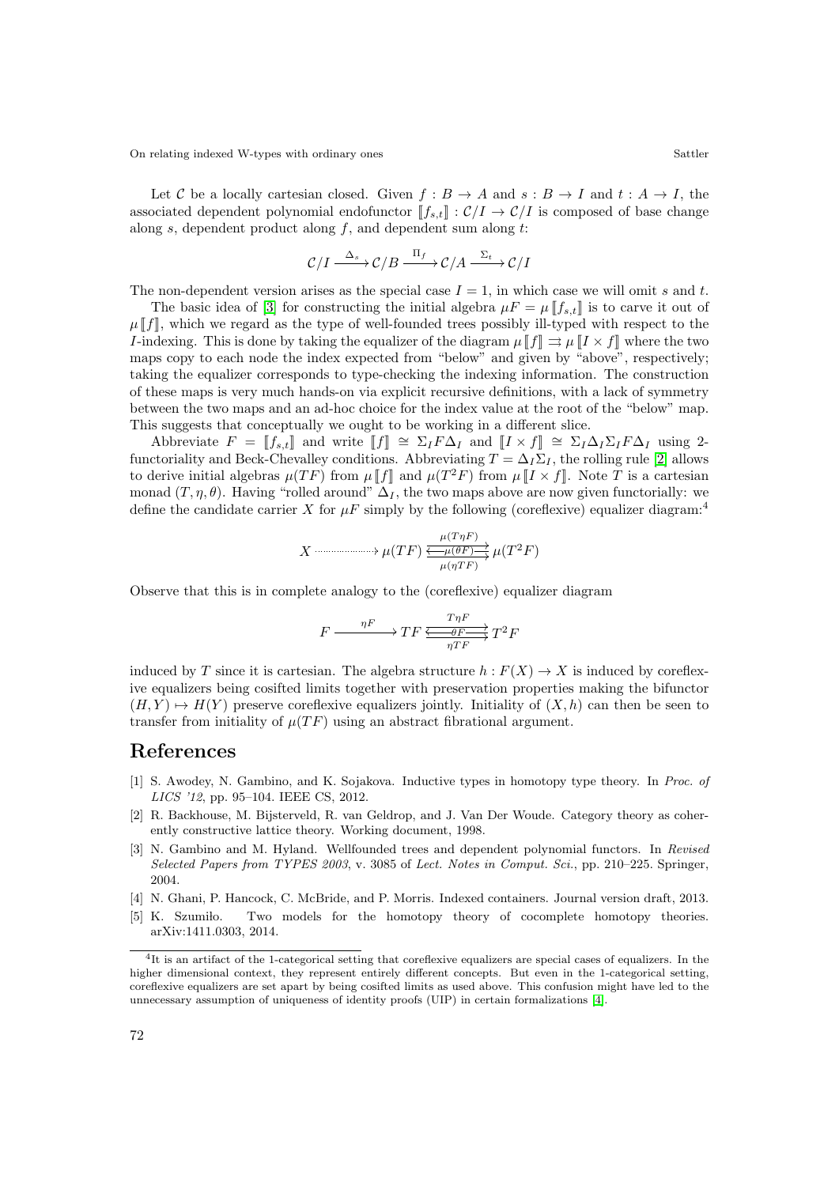Let $\mathcal{C}$ be a locally cartesian closed. Given $f : B \to A$ and $s : B \to I$ and $t : A \to I$, the associated dependent polynomial endofunctor $[\![f_{s,t}]\!] : \mathcal{C}/I \to \mathcal{C}/I$ is composed of base change along $s$, dependent product along $f$, and dependent sum along $t$:

$$\mathcal{C}/I \xrightarrow{\Delta_s} \mathcal{C}/B \xrightarrow{\Pi_f} \mathcal{C}/A \xrightarrow{\Sigma_t} \mathcal{C}/I$$

The non-dependent version arises as the special case $I = 1$, in which case we will omit $s$ and $t$.

The basic idea of [3] for constructing the initial algebra $\mu F = \mu [\![f_{s,t}]\!]$ is to carve it out of $\mu [\![f]\!]$, which we regard as the type of well-founded trees possibly ill-typed with respect to the $I$-indexing. This is done by taking the equalizer of the diagram $\mu [\![f]\!] \rightrightarrows \mu [\![I \times f]\!]$ where the two maps copy to each node the index expected from "below" and given by "above", respectively; taking the equalizer corresponds to type-checking the indexing information. The construction of these maps is very much hands-on via explicit recursive definitions, with a lack of symmetry between the two maps and an ad-hoc choice for the index value at the root of the "below" map. This suggests that conceptually we ought to be working in a different slice.

Abbreviate $F = [\![f_{s,t}]\!]$ and write $[\![f]\!] \cong \Sigma_I F \Delta_I$ and $[\![I \times f]\!] \cong \Sigma_I \Delta_I \Sigma_I F \Delta_I$ using 2-functoriality and Beck-Chevalley conditions. Abbreviating $T = \Delta_I \Sigma_I$, the rolling rule [2] allows to derive initial algebras $\mu(TF)$ from $\mu [\![f]\!]$ and $\mu(T^2 F)$ from $\mu [\![I \times f]\!]$. Note $T$ is a cartesian monad $(T, \eta, \theta)$. Having "rolled around" $\Delta_I$, the two maps above are now given functorially: we define the candidate carrier $X$ for $\mu F$ simply by the following (coreflexive) equalizer diagram:[4]

$$X \dashrightarrow \mu(TF) \underset{\mu(\eta TF)}{\overset{\mu(T\eta F)}{\underset{\longleftarrow \mu(\theta F) \longrightarrow}{\rightrightarrows}}} \mu(T^2 F)$$

Observe that this is in complete analogy to the (coreflexive) equalizer diagram

$$F \xrightarrow{\eta F} TF \underset{\eta TF}{\overset{T\eta F}{\underset{\longleftarrow \theta F \longrightarrow}{\rightrightarrows}}} T^2 F$$

induced by $T$ since it is cartesian. The algebra structure $h : F(X) \to X$ is induced by coreflexive equalizers being cosifted limits together with preservation properties making the bifunctor $(H, Y) \mapsto H(Y)$ preserve coreflexive equalizers jointly. Initiality of $(X, h)$ can then be seen to transfer from initiality of $\mu(TF)$ using an abstract fibrational argument.

# References

[1] S. Awodey, N. Gambino, and K. Sojakova. Inductive types in homotopy type theory. In *Proc. of LICS '12*, pp. 95–104. IEEE CS, 2012.

[2] R. Backhouse, M. Bijsterveld, R. van Geldrop, and J. Van Der Woude. Category theory as coherently constructive lattice theory. Working document, 1998.

[3] N. Gambino and M. Hyland. Wellfounded trees and dependent polynomial functors. In *Revised Selected Papers from TYPES 2003*, v. 3085 of *Lect. Notes in Comput. Sci.*, pp. 210–225. Springer, 2004.

[4] N. Ghani, P. Hancock, C. McBride, and P. Morris. Indexed containers. Journal version draft, 2013.

[5] K. Szumiło. Two models for the homotopy theory of cocomplete homotopy theories. arXiv:1411.0303, 2014.

[4] It is an artifact of the 1-categorical setting that coreflexive equalizers are special cases of equalizers. In the higher dimensional context, they represent entirely different concepts. But even in the 1-categorical setting, coreflexive equalizers are set apart by being cosifted limits as used above. This confusion might have led to the unnecessary assumption of uniqueness of identity proofs (UIP) in certain formalizations [4].